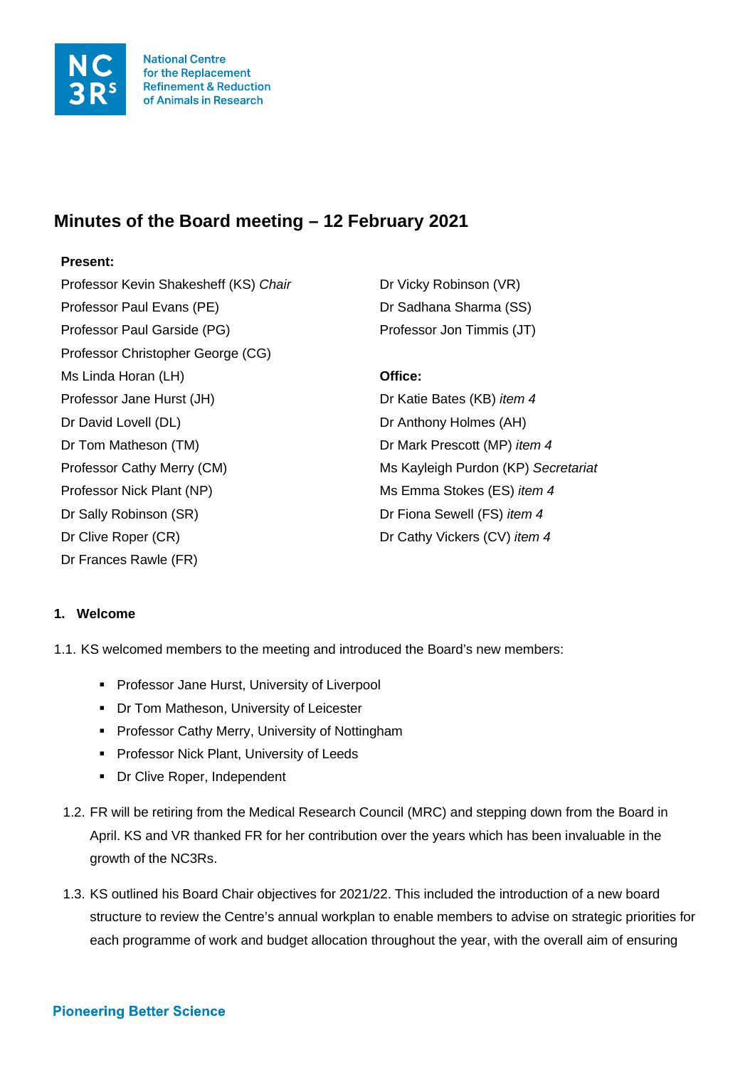# Minutes of the Board meeting – 12 February 2021

**Present:**

Professor Kevin Shakesheff (KS) *Chair*
Professor Paul Evans (PE)
Professor Paul Garside (PG)
Professor Christopher George (CG)
Ms Linda Horan (LH)
Professor Jane Hurst (JH)
Dr David Lovell (DL)
Dr Tom Matheson (TM)
Professor Cathy Merry (CM)
Professor Nick Plant (NP)
Dr Sally Robinson (SR)
Dr Clive Roper (CR)
Dr Frances Rawle (FR)
Dr Vicky Robinson (VR)
Dr Sadhana Sharma (SS)
Professor Jon Timmis (JT)

**Office:**

Dr Katie Bates (KB) *item 4*
Dr Anthony Holmes (AH)
Dr Mark Prescott (MP) *item 4*
Ms Kayleigh Purdon (KP) *Secretariat*
Ms Emma Stokes (ES) *item 4*
Dr Fiona Sewell (FS) *item 4*
Dr Cathy Vickers (CV) *item 4*

## 1. Welcome

1.1. KS welcomed members to the meeting and introduced the Board's new members:

- Professor Jane Hurst, University of Liverpool
- Dr Tom Matheson, University of Leicester
- Professor Cathy Merry, University of Nottingham
- Professor Nick Plant, University of Leeds
- Dr Clive Roper, Independent

1.2. FR will be retiring from the Medical Research Council (MRC) and stepping down from the Board in April. KS and VR thanked FR for her contribution over the years which has been invaluable in the growth of the NC3Rs.

1.3. KS outlined his Board Chair objectives for 2021/22. This included the introduction of a new board structure to review the Centre's annual workplan to enable members to advise on strategic priorities for each programme of work and budget allocation throughout the year, with the overall aim of ensuring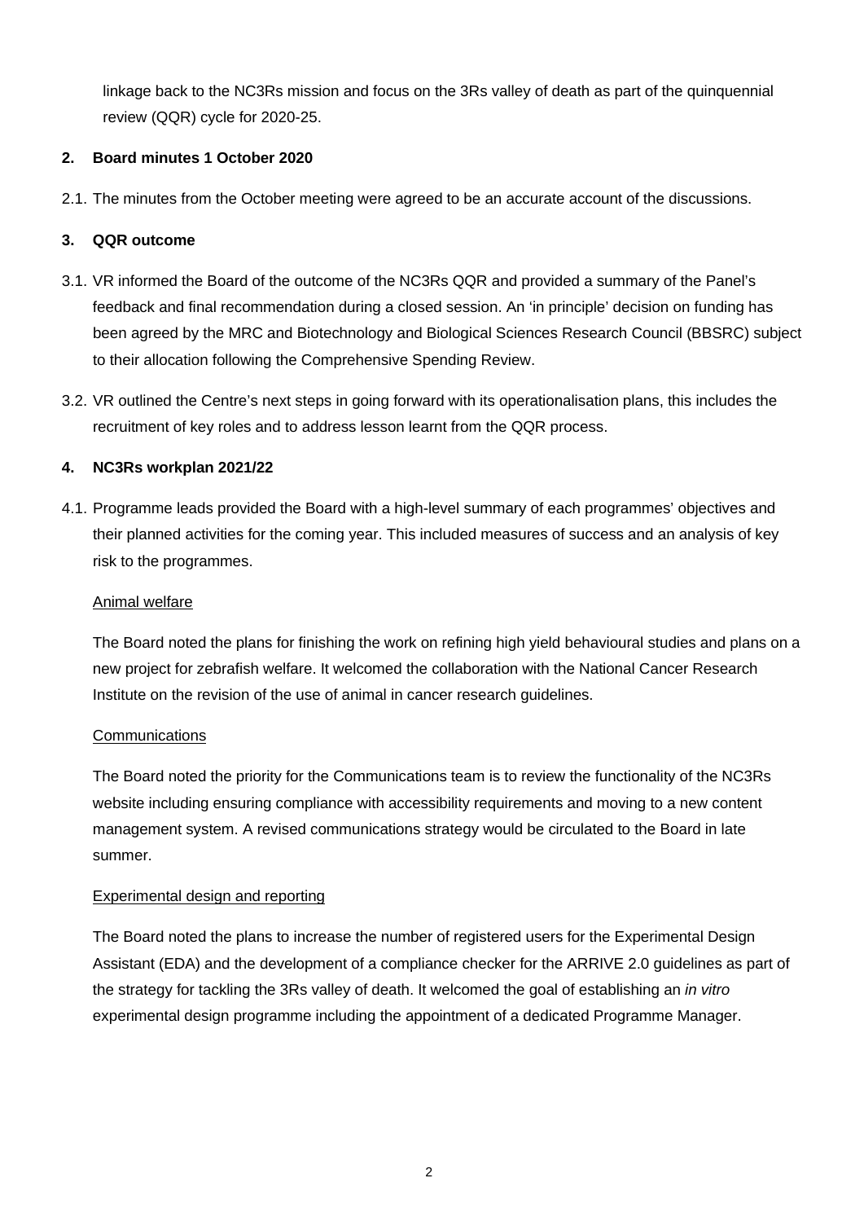linkage back to the NC3Rs mission and focus on the 3Rs valley of death as part of the quinquennial review (QQR) cycle for 2020-25.

**2. Board minutes 1 October 2020**

2.1. The minutes from the October meeting were agreed to be an accurate account of the discussions.

**3. QQR outcome**

3.1. VR informed the Board of the outcome of the NC3Rs QQR and provided a summary of the Panel's feedback and final recommendation during a closed session. An 'in principle' decision on funding has been agreed by the MRC and Biotechnology and Biological Sciences Research Council (BBSRC) subject to their allocation following the Comprehensive Spending Review.

3.2. VR outlined the Centre's next steps in going forward with its operationalisation plans, this includes the recruitment of key roles and to address lesson learnt from the QQR process.

**4. NC3Rs workplan 2021/22**

4.1. Programme leads provided the Board with a high-level summary of each programmes' objectives and their planned activities for the coming year. This included measures of success and an analysis of key risk to the programmes.

<u>Animal welfare</u>

The Board noted the plans for finishing the work on refining high yield behavioural studies and plans on a new project for zebrafish welfare. It welcomed the collaboration with the National Cancer Research Institute on the revision of the use of animal in cancer research guidelines.

<u>Communications</u>

The Board noted the priority for the Communications team is to review the functionality of the NC3Rs website including ensuring compliance with accessibility requirements and moving to a new content management system. A revised communications strategy would be circulated to the Board in late summer.

<u>Experimental design and reporting</u>

The Board noted the plans to increase the number of registered users for the Experimental Design Assistant (EDA) and the development of a compliance checker for the ARRIVE 2.0 guidelines as part of the strategy for tackling the 3Rs valley of death. It welcomed the goal of establishing an *in vitro* experimental design programme including the appointment of a dedicated Programme Manager.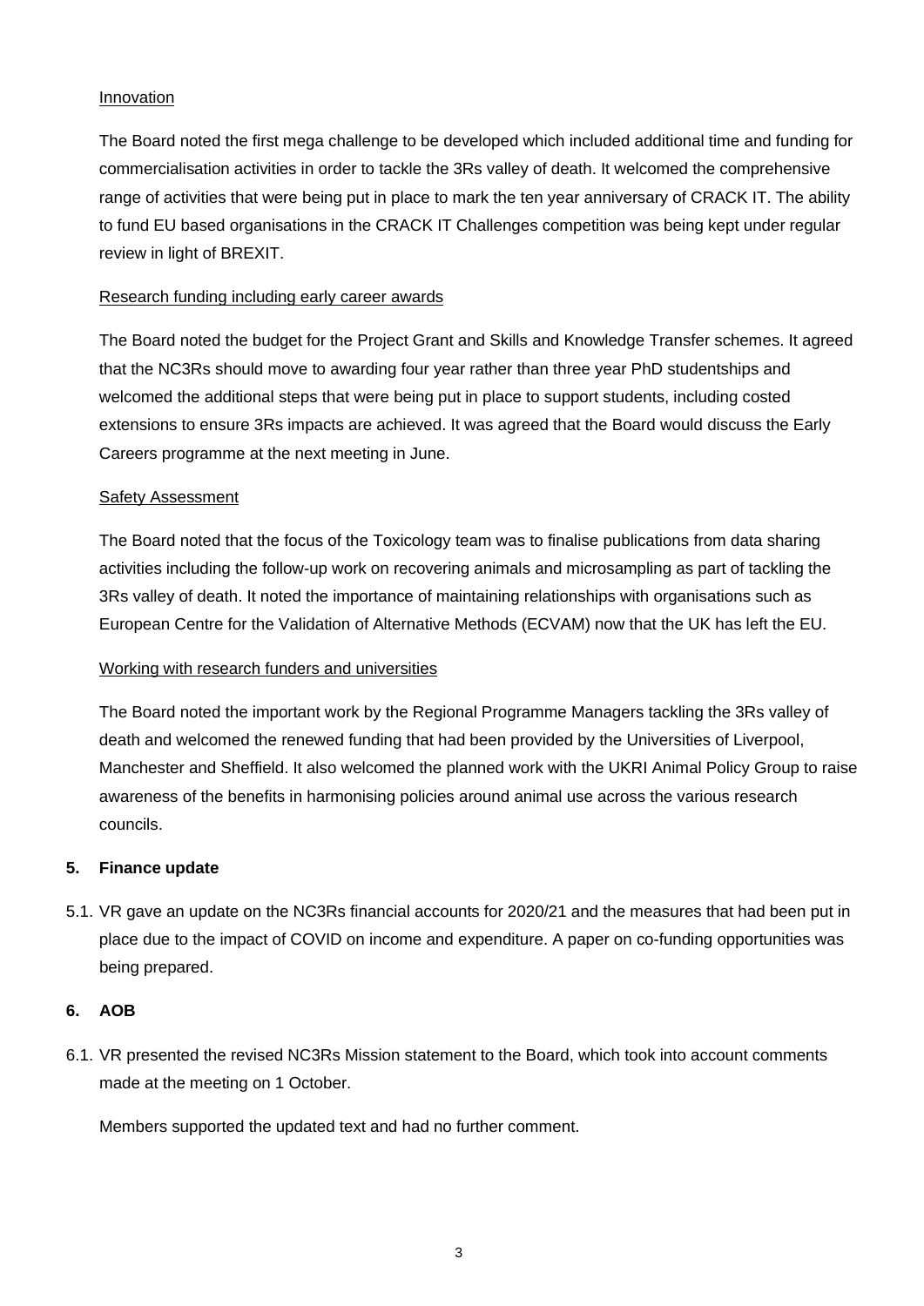Innovation

The Board noted the first mega challenge to be developed which included additional time and funding for commercialisation activities in order to tackle the 3Rs valley of death. It welcomed the comprehensive range of activities that were being put in place to mark the ten year anniversary of CRACK IT. The ability to fund EU based organisations in the CRACK IT Challenges competition was being kept under regular review in light of BREXIT.

Research funding including early career awards

The Board noted the budget for the Project Grant and Skills and Knowledge Transfer schemes. It agreed that the NC3Rs should move to awarding four year rather than three year PhD studentships and welcomed the additional steps that were being put in place to support students, including costed extensions to ensure 3Rs impacts are achieved. It was agreed that the Board would discuss the Early Careers programme at the next meeting in June.

Safety Assessment

The Board noted that the focus of the Toxicology team was to finalise publications from data sharing activities including the follow-up work on recovering animals and microsampling as part of tackling the 3Rs valley of death. It noted the importance of maintaining relationships with organisations such as European Centre for the Validation of Alternative Methods (ECVAM) now that the UK has left the EU.

Working with research funders and universities

The Board noted the important work by the Regional Programme Managers tackling the 3Rs valley of death and welcomed the renewed funding that had been provided by the Universities of Liverpool, Manchester and Sheffield. It also welcomed the planned work with the UKRI Animal Policy Group to raise awareness of the benefits in harmonising policies around animal use across the various research councils.

**5. Finance update**

5.1. VR gave an update on the NC3Rs financial accounts for 2020/21 and the measures that had been put in place due to the impact of COVID on income and expenditure. A paper on co-funding opportunities was being prepared.

**6. AOB**

6.1. VR presented the revised NC3Rs Mission statement to the Board, which took into account comments made at the meeting on 1 October.

Members supported the updated text and had no further comment.